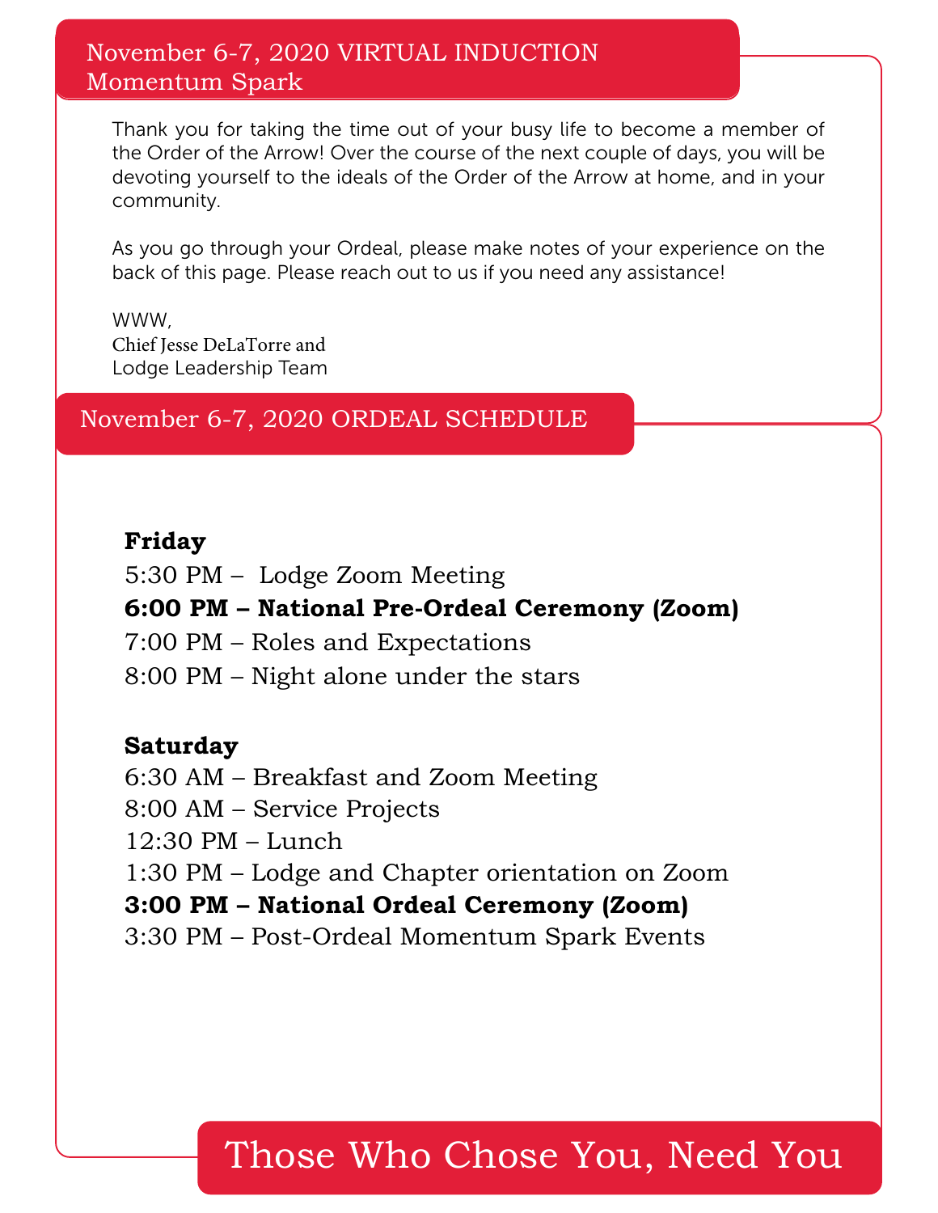## November 6-7, 2020 VIRTUAL INDUCTION
## Momentum Spark

Thank you for taking the time out of your busy life to become a member of the Order of the Arrow! Over the course of the next couple of days, you will be devoting yourself to the ideals of the Order of the Arrow at home, and in your community.

As you go through your Ordeal, please make notes of your experience on the back of this page. Please reach out to us if you need any assistance!

WWW,
Chief Jesse DeLaTorre and
Lodge Leadership Team

## November 6-7, 2020 ORDEAL SCHEDULE

**Friday**

5:30 PM – Lodge Zoom Meeting
**6:00 PM – National Pre-Ordeal Ceremony (Zoom)**
7:00 PM – Roles and Expectations
8:00 PM – Night alone under the stars

**Saturday**

6:30 AM – Breakfast and Zoom Meeting
8:00 AM – Service Projects
12:30 PM – Lunch
1:30 PM – Lodge and Chapter orientation on Zoom
**3:00 PM – National Ordeal Ceremony (Zoom)**
3:30 PM – Post-Ordeal Momentum Spark Events

# Those Who Chose You, Need You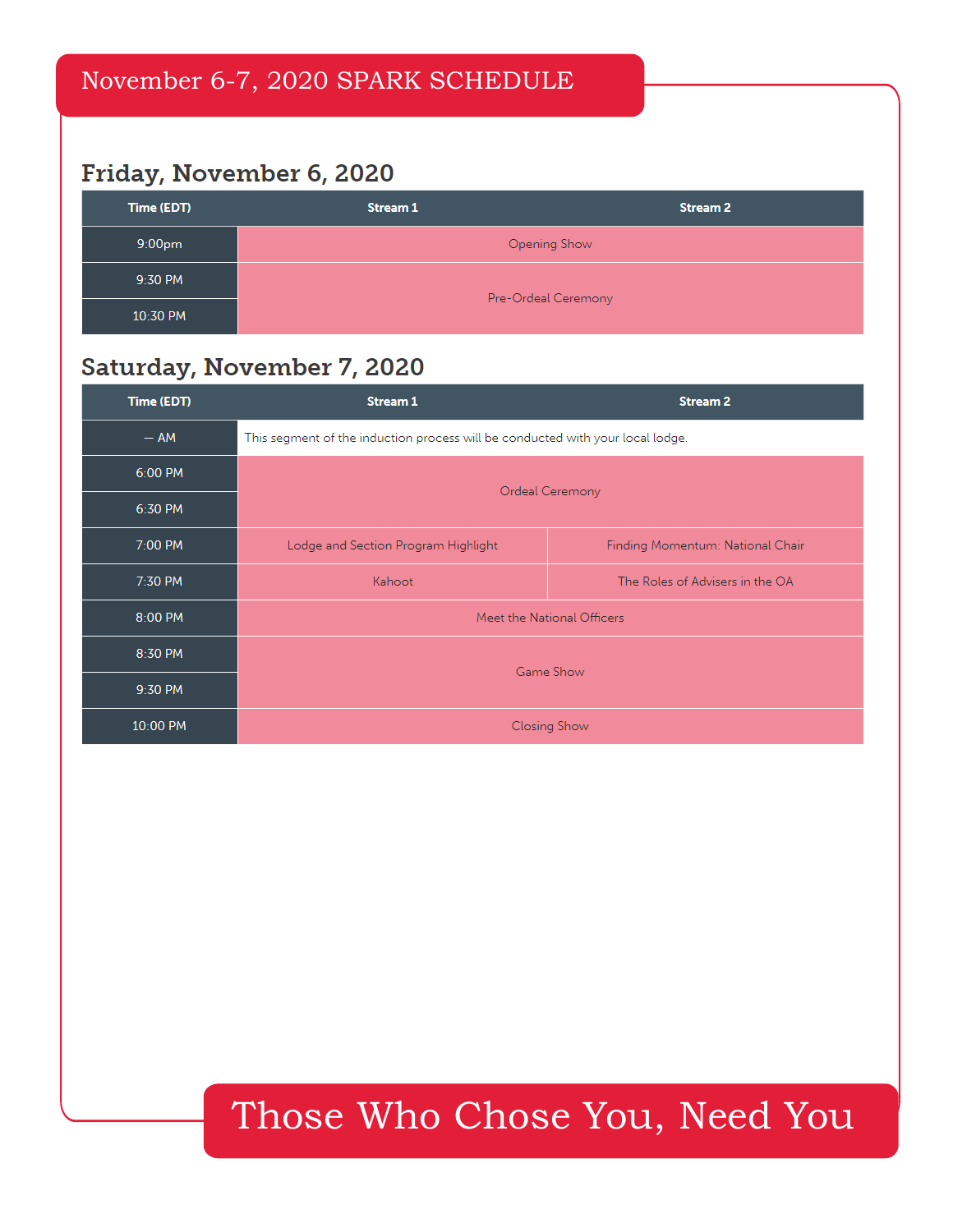# November 6-7, 2020 SPARK SCHEDULE

## Friday, November 6, 2020

| Time (EDT) | Stream 1 | Stream 2 |
|---|---|---|
| 9:00pm | Opening Show | |
| 9:30 PM | Pre-Ordeal Ceremony | |
| 10:30 PM | | |

## Saturday, November 7, 2020

| Time (EDT) | Stream 1 | Stream 2 |
|---|---|---|
| – AM | This segment of the induction process will be conducted with your local lodge. | |
| 6:00 PM | Ordeal Ceremony | |
| 6:30 PM | | |
| 7:00 PM | Lodge and Section Program Highlight | Finding Momentum: National Chair |
| 7:30 PM | Kahoot | The Roles of Advisers in the OA |
| 8:00 PM | Meet the National Officers | |
| 8:30 PM | Game Show | |
| 9:30 PM | | |
| 10:00 PM | Closing Show | |

Those Who Chose You, Need You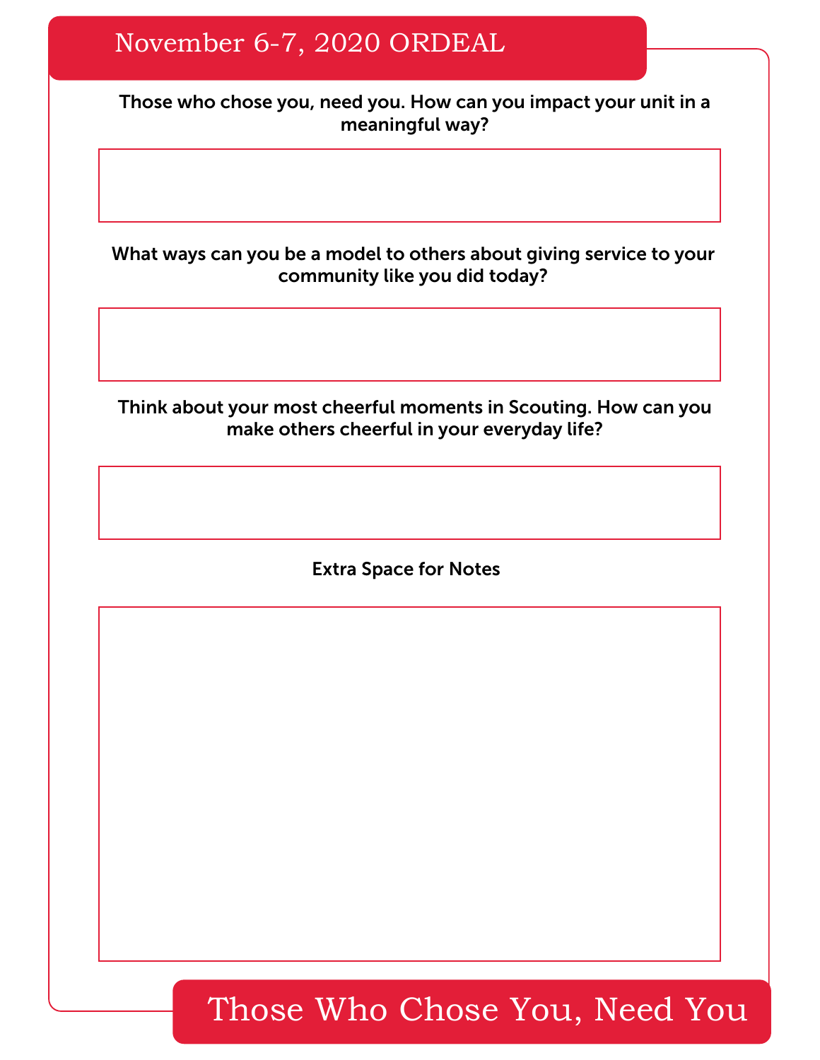# November 6-7, 2020 ORDEAL

**Those who chose you, need you. How can you impact your unit in a meaningful way?**

**What ways can you be a model to others about giving service to your community like you did today?**

**Think about your most cheerful moments in Scouting. How can you make others cheerful in your everyday life?**

**Extra Space for Notes**

## Those Who Chose You, Need You